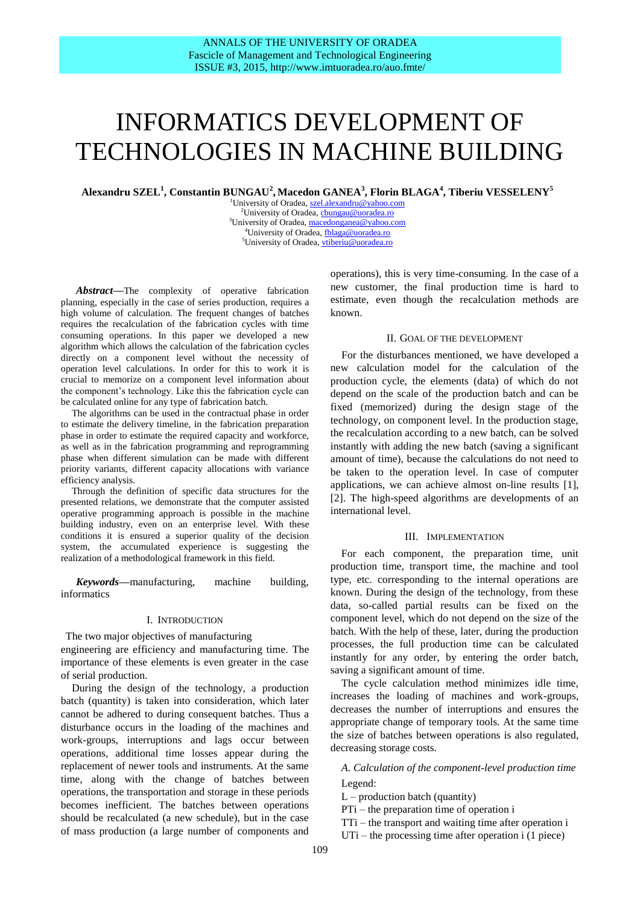# INFORMATICS DEVELOPMENT OF TECHNOLOGIES IN MACHINE BUILDING

**Alexandru SZEL[1], Constantin BUNGAU[2], Macedon GANEA[3], Florin BLAGA[4], Tiberiu VESSELENY[5]**

[1]University of Oradea, szel.alexandru@yahoo.com
[2]University of Oradea, cbungau@uoradea.ro
[3]University of Oradea, macedonganea@yahoo.com
[4]University of Oradea, fblaga@uoradea.ro
[5]University of Oradea, vtiberiu@uoradea.ro

***Abstract*****—**The complexity of operative fabrication planning, especially in the case of series production, requires a high volume of calculation. The frequent changes of batches requires the recalculation of the fabrication cycles with time consuming operations. In this paper we developed a new algorithm which allows the calculation of the fabrication cycles directly on a component level without the necessity of operation level calculations. In order for this to work it is crucial to memorize on a component level information about the component's technology. Like this the fabrication cycle can be calculated online for any type of fabrication batch.

The algorithms can be used in the contractual phase in order to estimate the delivery timeline, in the fabrication preparation phase in order to estimate the required capacity and workforce, as well as in the fabrication programming and reprogramming phase when different simulation can be made with different priority variants, different capacity allocations with variance efficiency analysis.

Through the definition of specific data structures for the presented relations, we demonstrate that the computer assisted operative programming approach is possible in the machine building industry, even on an enterprise level. With these conditions it is ensured a superior quality of the decision system, the accumulated experience is suggesting the realization of a methodological framework in this field.

***Keywords*****—**manufacturing, machine building, informatics

## I. Introduction

The two major objectives of manufacturing engineering are efficiency and manufacturing time. The importance of these elements is even greater in the case of serial production.

During the design of the technology, a production batch (quantity) is taken into consideration, which later cannot be adhered to during consequent batches. Thus a disturbance occurs in the loading of the machines and work-groups, interruptions and lags occur between operations, additional time losses appear during the replacement of newer tools and instruments. At the same time, along with the change of batches between operations, the transportation and storage in these periods becomes inefficient. The batches between operations should be recalculated (a new schedule), but in the case of mass production (a large number of components and operations), this is very time-consuming. In the case of a new customer, the final production time is hard to estimate, even though the recalculation methods are known.

## II. Goal of the Development

For the disturbances mentioned, we have developed a new calculation model for the calculation of the production cycle, the elements (data) of which do not depend on the scale of the production batch and can be fixed (memorized) during the design stage of the technology, on component level. In the production stage, the recalculation according to a new batch, can be solved instantly with adding the new batch (saving a significant amount of time), because the calculations do not need to be taken to the operation level. In case of computer applications, we can achieve almost on-line results [1], [2]. The high-speed algorithms are developments of an international level.

## III. Implementation

For each component, the preparation time, unit production time, transport time, the machine and tool type, etc. corresponding to the internal operations are known. During the design of the technology, from these data, so-called partial results can be fixed on the component level, which do not depend on the size of the batch. With the help of these, later, during the production processes, the full production time can be calculated instantly for any order, by entering the order batch, saving a significant amount of time.

The cycle calculation method minimizes idle time, increases the loading of machines and work-groups, decreases the number of interruptions and ensures the appropriate change of temporary tools. At the same time the size of batches between operations is also regulated, decreasing storage costs.

### *A. Calculation of the component-level production time*

Legend:

L – production batch (quantity)

PTi – the preparation time of operation i

TTi – the transport and waiting time after operation i

UTi – the processing time after operation i (1 piece)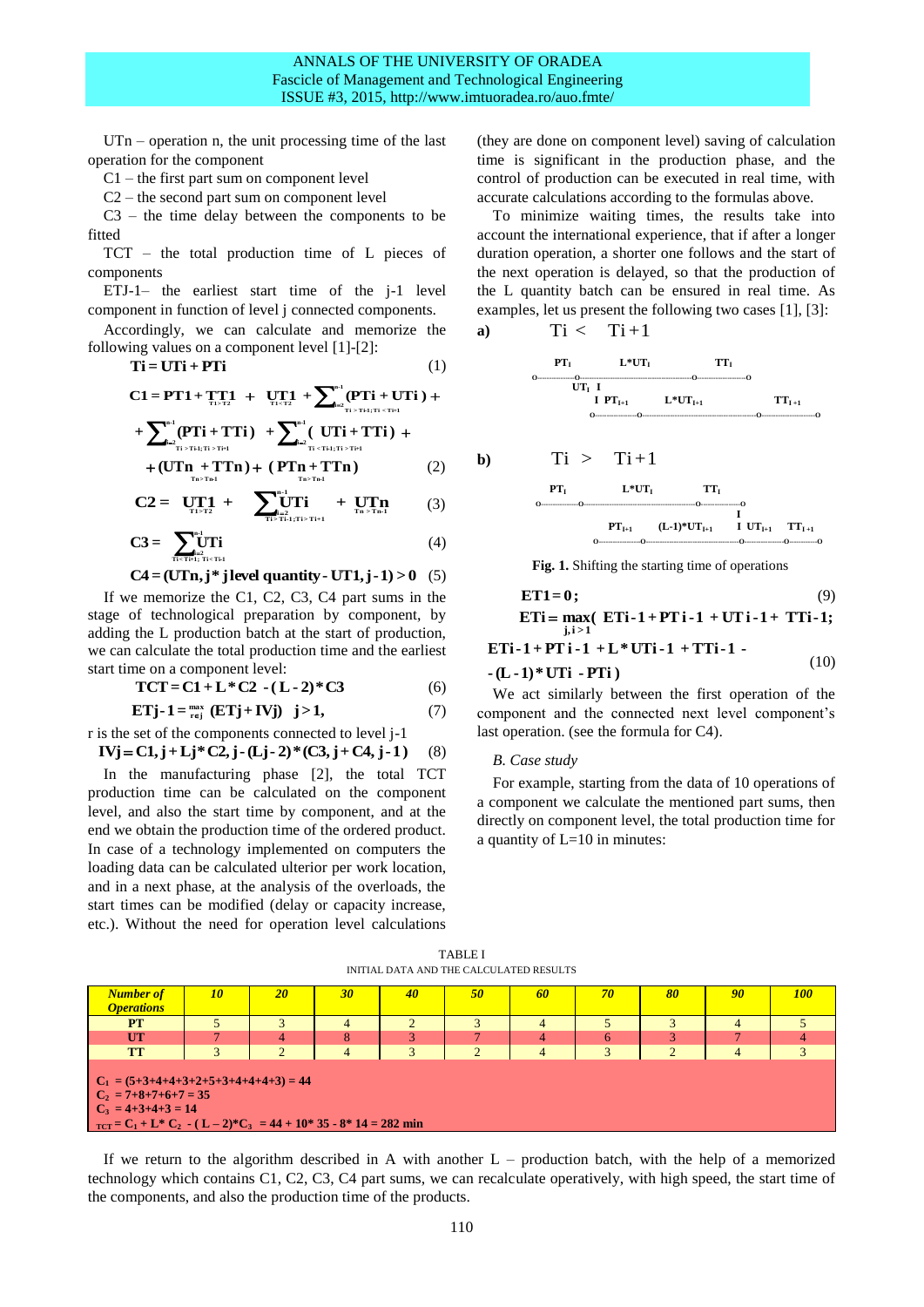UTn – operation n, the unit processing time of the last operation for the component

C1 – the first part sum on component level

C2 – the second part sum on component level

C3 – the time delay between the components to be fitted

TCT – the total production time of L pieces of components

ETJ-1– the earliest start time of the j-1 level component in function of level j connected components.

Accordingly, we can calculate and memorize the following values on a component level [1]-[2]:

$$\mathbf{Ti = UTi + PTi} \tag{1}$$

$$\mathbf{C1 = PT1 + \underset{T1>T2}{TT1} + \underset{T1<T2}{UT1} + \sum_{\substack{i=2 \\ Ti>Ti\text{-}1;Ti<Ti+1}}^{n-1}(PTi + UTi) +}$$

$$\mathbf{+ \sum_{\substack{i=2 \\ Ti>Ti\text{-}1;Ti>Ti+1}}^{n-1}(PTi + TTi) + \sum_{\substack{i=2 \\ Ti<Ti\text{-}1;Ti>Ti+1}}^{n-1}(UTi + TTi) +}$$

$$\mathbf{+ (\underset{Tn>Tn\text{-}1}{UTn} + TTn) + (\underset{Tn>Tn\text{-}1}{PTn} + TTn)} \tag{2}$$

$$\mathbf{C2 = \underset{T1>T2}{UT1} + \sum_{\substack{i=2 \\ Ti>Ti\text{-}1;Ti>Ti+1}}^{n-1}UTi + \underset{Tn>Tn\text{-}1}{UTn}} \tag{3}$$

$$\mathbf{C3 = \sum_{\substack{i=2 \\ Ti<Ti+1;\ Ti<Ti\text{-}1}}^{n-1}UTi} \tag{4}$$

$$\mathbf{C4 = (UTn, j * j\ level\ quantity - UT1, j\text{-}1) > 0} \tag{5}$$

If we memorize the C1, C2, C3, C4 part sums in the stage of technological preparation by component, by adding the L production batch at the start of production, we can calculate the total production time and the earliest start time on a component level:

$$\mathbf{TCT = C1 + L * C2 - (L - 2) * C3} \tag{6}$$

$$\mathbf{ETj\text{-}1 = \max_{r \in j}(ETj + IVj) \quad j > 1,} \tag{7}$$

r is the set of the components connected to level j-1

$$\mathbf{IVj = C1, j + Lj * C2, j - (Lj - 2) * (C3, j + C4, j\text{-}1)} \tag{8}$$

In the manufacturing phase [2], the total TCT production time can be calculated on the component level, and also the start time by component, and at the end we obtain the production time of the ordered product. In case of a technology implemented on computers the loading data can be calculated ulterior per work location, and in a next phase, at the analysis of the overloads, the start times can be modified (delay or capacity increase, etc.). Without the need for operation level calculations (they are done on component level) saving of calculation time is significant in the production phase, and the control of production can be executed in real time, with accurate calculations according to the formulas above.

To minimize waiting times, the results take into account the international experience, that if after a longer duration operation, a shorter one follows and the start of the next operation is delayed, so that the production of the L quantity batch can be ensured in real time. As examples, let us present the following two cases [1], [3]:

**a)** $\quad Ti < Ti+1$

```
   PTi         L*UTi              TTi
o------o-------------------------o---------o
       UTi  I
            I PTi+1      L*UTi+1                TTi+1
         o---------o--------------------o-----------o
```

**b)** $\quad Ti > Ti+1$

```
   PTi         L*UTi         TTi
o------o---------------------------o
                                    I
          PTi+1   (L-1)*UTi+1       I UTi+1    TTi+1
        o--------o-----------------o---------o--------o
```

**Fig. 1.** Shifting the starting time of operations

$$\mathbf{ET1 = 0;} \tag{9}$$

$$\mathbf{ETi = \max_{j,i>1}(\ ETi\text{-}1 + PTi\text{-}1 + UTi\text{-}1 + TTi\text{-}1;}$$

$$\mathbf{ETi\text{-}1 + PTi\text{-}1 + L * UTi\text{-}1 + TTi\text{-}1 -}$$

$$\mathbf{- (L\text{-}1) * UTi - PTi)} \tag{10}$$

We act similarly between the first operation of the component and the connected next level component's last operation. (see the formula for C4).

*B. Case study*

For example, starting from the data of 10 operations of a component we calculate the mentioned part sums, then directly on component level, the total production time for a quantity of L=10 in minutes:

TABLE I
INITIAL DATA AND THE CALCULATED RESULTS

| ***Number of Operations*** | ***10*** | ***20*** | ***30*** | ***40*** | ***50*** | ***60*** | ***70*** | ***80*** | ***90*** | ***100*** |
|---|---|---|---|---|---|---|---|---|---|---|
| **PT** | 5 | 3 | 4 | 2 | 3 | 4 | 5 | 3 | 4 | 5 |
| **UT** | 7 | 4 | 8 | 3 | 7 | 4 | 6 | 3 | 7 | 4 |
| **TT** | 3 | 2 | 4 | 3 | 2 | 4 | 3 | 2 | 4 | 3 |

**$C_1$ = (5+3+4+4+3+2+5+3+4+4+4+3) = 44**
**$C_2$ = 7+8+7+6+7 = 35**
**$C_3$ = 4+3+4+3 = 14**
**$TCT = C_1 + L * C_2 - (L - 2) * C_3$ = 44 + 10* 35 - 8* 14 = 282 min**

If we return to the algorithm described in A with another L – production batch, with the help of a memorized technology which contains C1, C2, C3, C4 part sums, we can recalculate operatively, with high speed, the start time of the components, and also the production time of the products.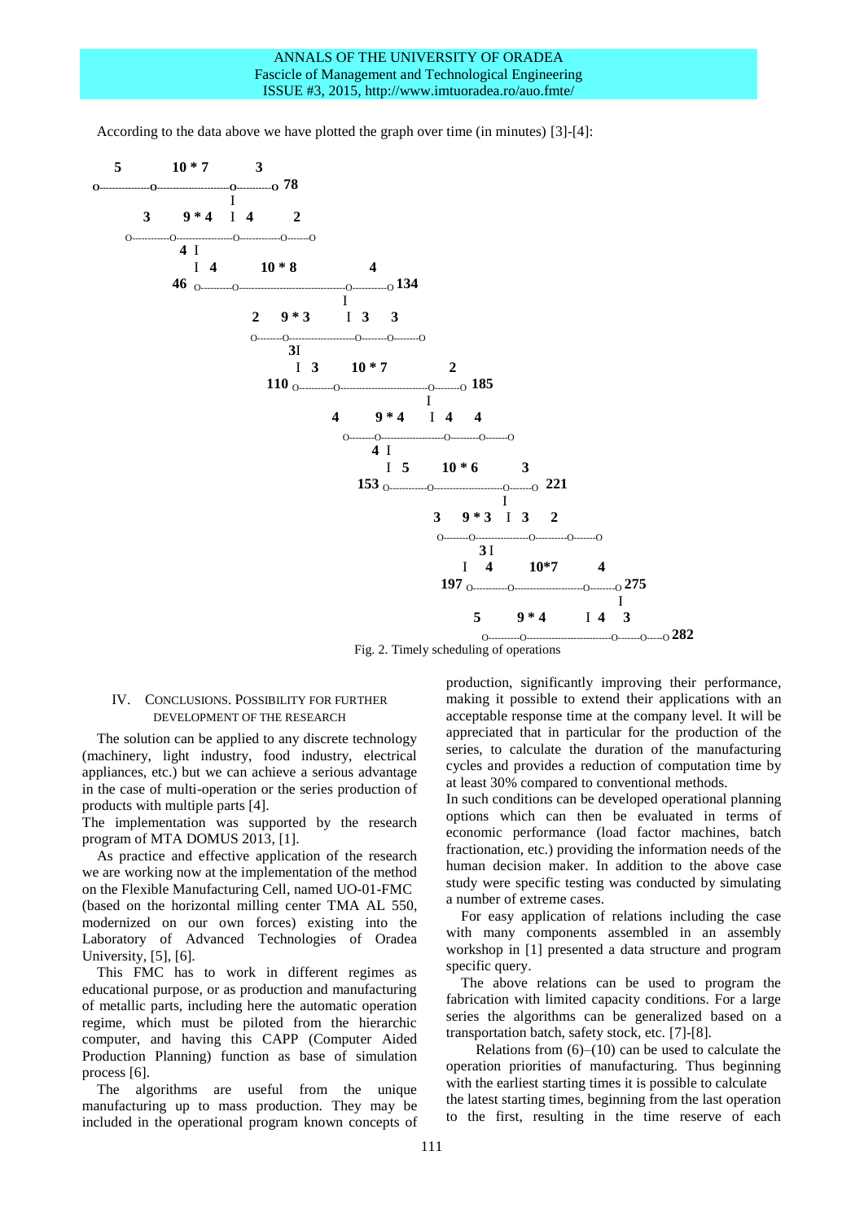According to the data above we have plotted the graph over time (in minutes) [3]-[4]:

```
   5          10 * 7        3
o-----------o-------------------o---------o 78
                                I
        3      9 * 4   I  4        2
    o----------o---------------o-----------o------o
             4 I
               I  4       10 * 8            4
          46  o---------o-----------------------------o----------o 134
                                                I
                         2    9 * 3       I  3     3
                         o-------o-------------------o--------o-------o
                               3I
                                 I  3      10 * 7           2
                           110  o----------o-------------------------o-------o 185
                                                                I
                                          4       9 * 4     I  4     4
                                           o-------o--------------------o---------o-------o
                                                4 I
                                                   I  5      10 * 6         3
                                             153 o-----------o---------------------o-------o  221
                                                                                  I
                                                              3    9 * 3   I  3     2
                                                              o-------o----------------o---------o-------o
                                                                      3 I
                                                                   I   4        10*7          4
                                                            197  o----------o---------------------o--------o 275
                                                                                                    I
                                                                      5        9 * 4       I 4    3
                                                                        o---------o--------------------------o-------o-----o 282
```

Fig. 2. Timely scheduling of operations

## IV. Conclusions. Possibility for further development of the research

The solution can be applied to any discrete technology (machinery, light industry, food industry, electrical appliances, etc.) but we can achieve a serious advantage in the case of multi-operation or the series production of products with multiple parts [4].

The implementation was supported by the research program of MTA DOMUS 2013, [1].

As practice and effective application of the research we are working now at the implementation of the method on the Flexible Manufacturing Cell, named UO-01-FMC (based on the horizontal milling center TMA AL 550, modernized on our own forces) existing into the Laboratory of Advanced Technologies of Oradea University, [5], [6].

This FMC has to work in different regimes as educational purpose, or as production and manufacturing of metallic parts, including here the automatic operation regime, which must be piloted from the hierarchic computer, and having this CAPP (Computer Aided Production Planning) function as base of simulation process [6].

The algorithms are useful from the unique manufacturing up to mass production. They may be included in the operational program known concepts of production, significantly improving their performance, making it possible to extend their applications with an acceptable response time at the company level. It will be appreciated that in particular for the production of the series, to calculate the duration of the manufacturing cycles and provides a reduction of computation time by at least 30% compared to conventional methods.

In such conditions can be developed operational planning options which can then be evaluated in terms of economic performance (load factor machines, batch fractionation, etc.) providing the information needs of the human decision maker. In addition to the above case study were specific testing was conducted by simulating a number of extreme cases.

For easy application of relations including the case with many components assembled in an assembly workshop in [1] presented a data structure and program specific query.

The above relations can be used to program the fabrication with limited capacity conditions. For a large series the algorithms can be generalized based on a transportation batch, safety stock, etc. [7]-[8].

Relations from (6)–(10) can be used to calculate the operation priorities of manufacturing. Thus beginning with the earliest starting times it is possible to calculate the latest starting times, beginning from the last operation to the first, resulting in the time reserve of each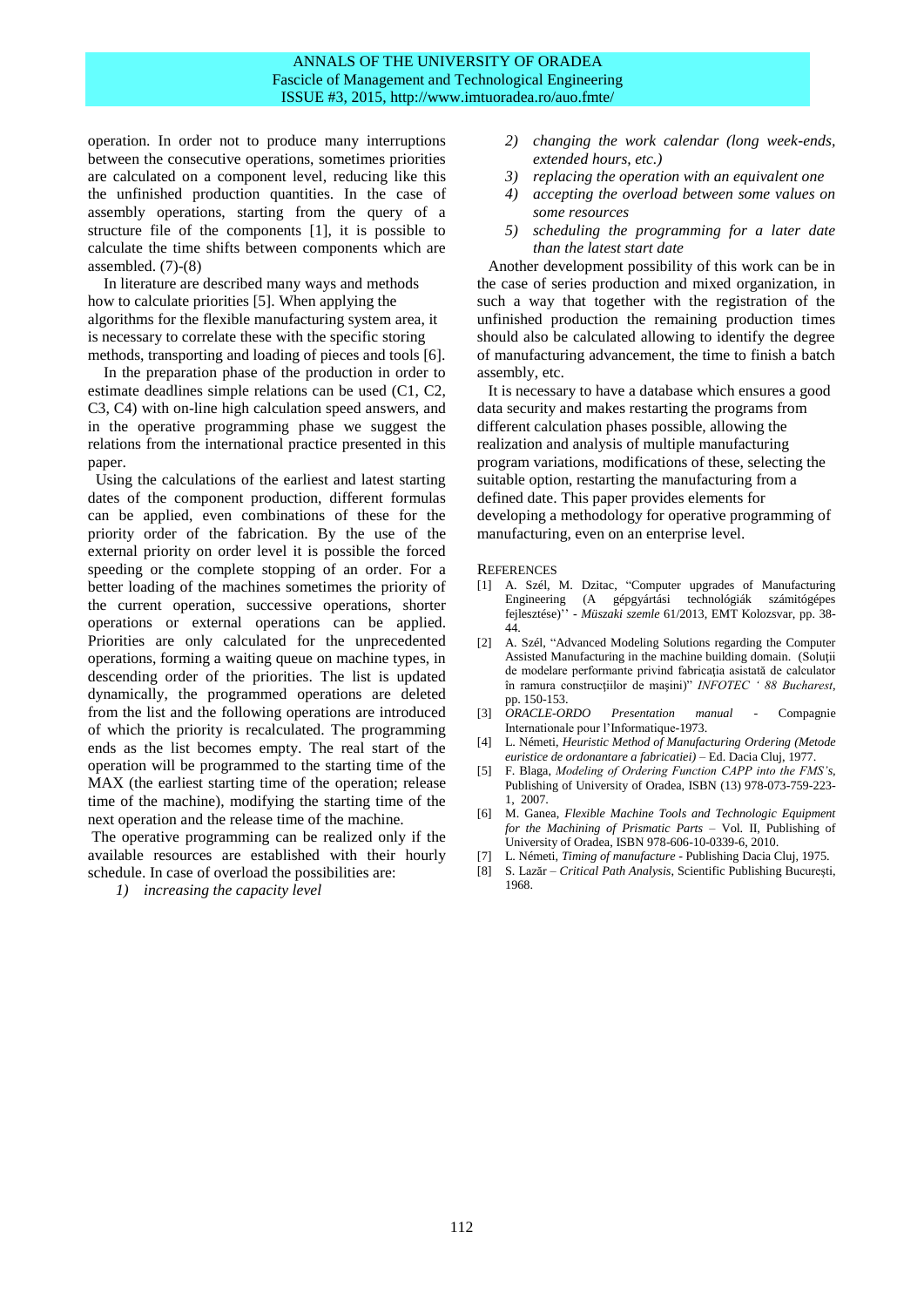operation. In order not to produce many interruptions between the consecutive operations, sometimes priorities are calculated on a component level, reducing like this the unfinished production quantities. In the case of assembly operations, starting from the query of a structure file of the components [1], it is possible to calculate the time shifts between components which are assembled. (7)-(8)

In literature are described many ways and methods how to calculate priorities [5]. When applying the algorithms for the flexible manufacturing system area, it is necessary to correlate these with the specific storing methods, transporting and loading of pieces and tools [6].

In the preparation phase of the production in order to estimate deadlines simple relations can be used (C1, C2, C3, C4) with on-line high calculation speed answers, and in the operative programming phase we suggest the relations from the international practice presented in this paper.

Using the calculations of the earliest and latest starting dates of the component production, different formulas can be applied, even combinations of these for the priority order of the fabrication. By the use of the external priority on order level it is possible the forced speeding or the complete stopping of an order. For a better loading of the machines sometimes the priority of the current operation, successive operations, shorter operations or external operations can be applied. Priorities are only calculated for the unprecedented operations, forming a waiting queue on machine types, in descending order of the priorities. The list is updated dynamically, the programmed operations are deleted from the list and the following operations are introduced of which the priority is recalculated. The programming ends as the list becomes empty. The real start of the operation will be programmed to the starting time of the MAX (the earliest starting time of the operation; release time of the machine), modifying the starting time of the next operation and the release time of the machine.

The operative programming can be realized only if the available resources are established with their hourly schedule. In case of overload the possibilities are:

1) *increasing the capacity level*
2) *changing the work calendar (long week-ends, extended hours, etc.)*
3) *replacing the operation with an equivalent one*
4) *accepting the overload between some values on some resources*
5) *scheduling the programming for a later date than the latest start date*

Another development possibility of this work can be in the case of series production and mixed organization, in such a way that together with the registration of the unfinished production the remaining production times should also be calculated allowing to identify the degree of manufacturing advancement, the time to finish a batch assembly, etc.

It is necessary to have a database which ensures a good data security and makes restarting the programs from different calculation phases possible, allowing the realization and analysis of multiple manufacturing program variations, modifications of these, selecting the suitable option, restarting the manufacturing from a defined date. This paper provides elements for developing a methodology for operative programming of manufacturing, even on an enterprise level.

## REFERENCES

[1] A. Szél, M. Dzitac, "Computer upgrades of Manufacturing Engineering (A gépgyártási technológiák számítógépes fejlesztése)'' - *Müszaki szemle* 61/2013, EMT Kolozsvar, pp. 38-44.

[2] A. Szél, "Advanced Modeling Solutions regarding the Computer Assisted Manufacturing in the machine building domain. (Soluţii de modelare performante privind fabricaţia asistată de calculator în ramura construcţiilor de maşini)" *INFOTEC ' 88 Bucharest*, pp. 150-153.

[3] *ORACLE-ORDO Presentation manual* - Compagnie Internationale pour l'Informatique-1973.

[4] L. Németi, *Heuristic Method of Manufacturing Ordering (Metode euristice de ordonantare a fabricatiei)* – Ed. Dacia Cluj, 1977.

[5] F. Blaga, *Modeling of Ordering Function CAPP into the FMS's*, Publishing of University of Oradea, ISBN (13) 978-073-759-223-1, 2007.

[6] M. Ganea, *Flexible Machine Tools and Technologic Equipment for the Machining of Prismatic Parts* – Vol. II, Publishing of University of Oradea, ISBN 978-606-10-0339-6, 2010.

[7] L. Németi, *Timing of manufacture* - Publishing Dacia Cluj, 1975.

[8] S. Lazăr – *Critical Path Analysis*, Scientific Publishing București, 1968.